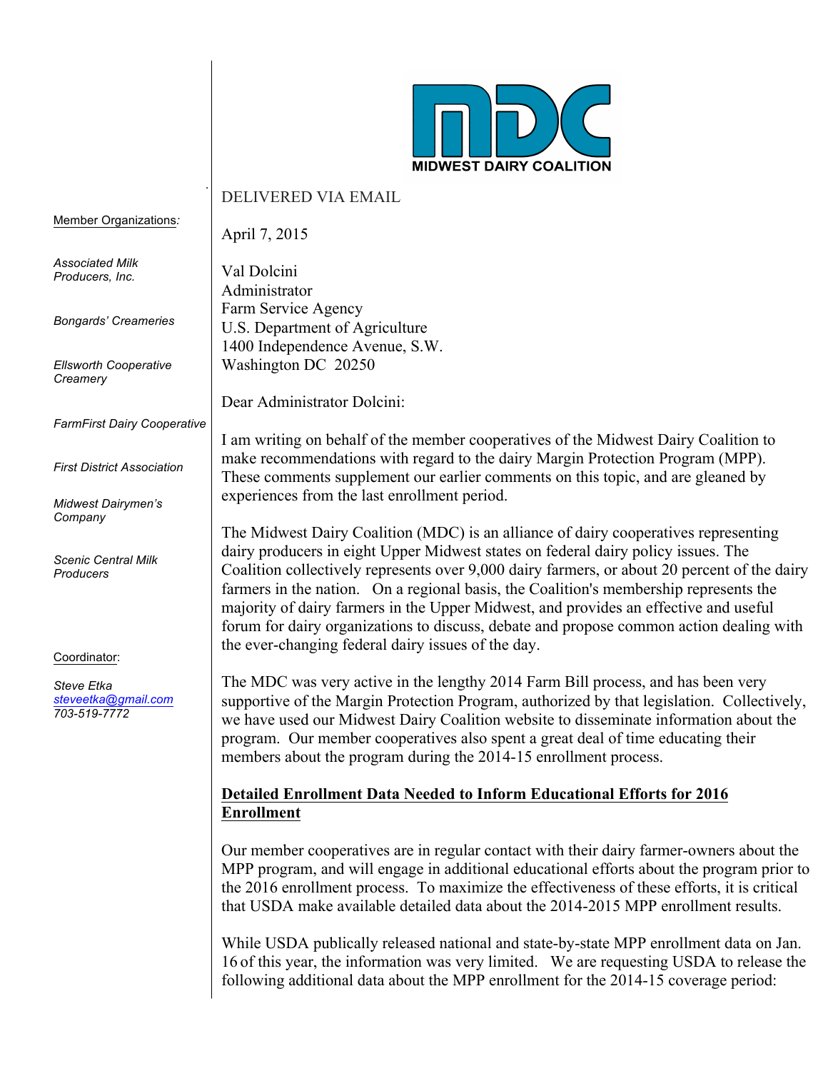MIDWEST DAIRY COALITION

Member Organizations:

*Associated Milk Producers, Inc.*

*Bongards' Creameries*

*Ellsworth Cooperative Creamery*

*FarmFirst Dairy Cooperative*

*First District Association*

*Midwest Dairymen's Company*

*Scenic Central Milk Producers*

Coordinator:

*Steve Etka*
*steveetka@gmail.com*
*703-519-7772*

DELIVERED VIA EMAIL

April 7, 2015

Val Dolcini
Administrator
Farm Service Agency
U.S. Department of Agriculture
1400 Independence Avenue, S.W.
Washington DC 20250

Dear Administrator Dolcini:

I am writing on behalf of the member cooperatives of the Midwest Dairy Coalition to make recommendations with regard to the dairy Margin Protection Program (MPP). These comments supplement our earlier comments on this topic, and are gleaned by experiences from the last enrollment period.

The Midwest Dairy Coalition (MDC) is an alliance of dairy cooperatives representing dairy producers in eight Upper Midwest states on federal dairy policy issues. The Coalition collectively represents over 9,000 dairy farmers, or about 20 percent of the dairy farmers in the nation. On a regional basis, the Coalition's membership represents the majority of dairy farmers in the Upper Midwest, and provides an effective and useful forum for dairy organizations to discuss, debate and propose common action dealing with the ever-changing federal dairy issues of the day.

The MDC was very active in the lengthy 2014 Farm Bill process, and has been very supportive of the Margin Protection Program, authorized by that legislation. Collectively, we have used our Midwest Dairy Coalition website to disseminate information about the program. Our member cooperatives also spent a great deal of time educating their members about the program during the 2014-15 enrollment process.

**Detailed Enrollment Data Needed to Inform Educational Efforts for 2016 Enrollment**

Our member cooperatives are in regular contact with their dairy farmer-owners about the MPP program, and will engage in additional educational efforts about the program prior to the 2016 enrollment process. To maximize the effectiveness of these efforts, it is critical that USDA make available detailed data about the 2014-2015 MPP enrollment results.

While USDA publically released national and state-by-state MPP enrollment data on Jan. 16 of this year, the information was very limited. We are requesting USDA to release the following additional data about the MPP enrollment for the 2014-15 coverage period: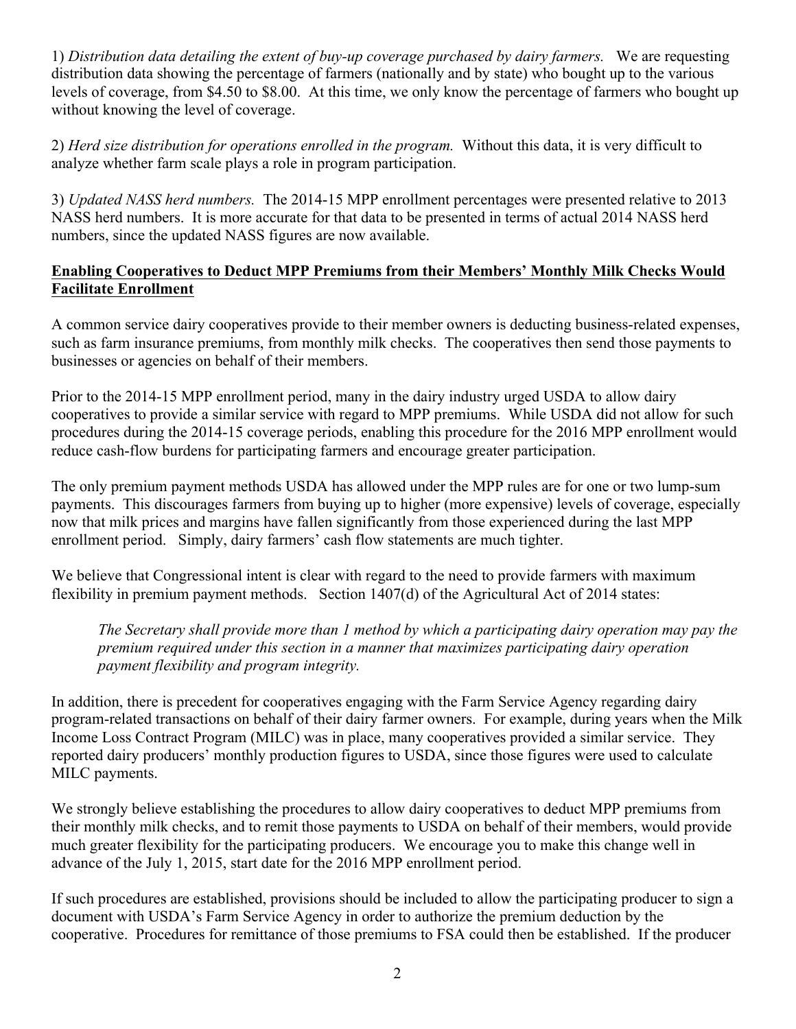1) *Distribution data detailing the extent of buy-up coverage purchased by dairy farmers.* We are requesting distribution data showing the percentage of farmers (nationally and by state) who bought up to the various levels of coverage, from $4.50 to $8.00. At this time, we only know the percentage of farmers who bought up without knowing the level of coverage.

2) *Herd size distribution for operations enrolled in the program.* Without this data, it is very difficult to analyze whether farm scale plays a role in program participation.

3) *Updated NASS herd numbers.* The 2014-15 MPP enrollment percentages were presented relative to 2013 NASS herd numbers. It is more accurate for that data to be presented in terms of actual 2014 NASS herd numbers, since the updated NASS figures are now available.

**<u>Enabling Cooperatives to Deduct MPP Premiums from their Members' Monthly Milk Checks Would Facilitate Enrollment</u>**

A common service dairy cooperatives provide to their member owners is deducting business-related expenses, such as farm insurance premiums, from monthly milk checks. The cooperatives then send those payments to businesses or agencies on behalf of their members.

Prior to the 2014-15 MPP enrollment period, many in the dairy industry urged USDA to allow dairy cooperatives to provide a similar service with regard to MPP premiums. While USDA did not allow for such procedures during the 2014-15 coverage periods, enabling this procedure for the 2016 MPP enrollment would reduce cash-flow burdens for participating farmers and encourage greater participation.

The only premium payment methods USDA has allowed under the MPP rules are for one or two lump-sum payments. This discourages farmers from buying up to higher (more expensive) levels of coverage, especially now that milk prices and margins have fallen significantly from those experienced during the last MPP enrollment period. Simply, dairy farmers' cash flow statements are much tighter.

We believe that Congressional intent is clear with regard to the need to provide farmers with maximum flexibility in premium payment methods. Section 1407(d) of the Agricultural Act of 2014 states:

> *The Secretary shall provide more than 1 method by which a participating dairy operation may pay the premium required under this section in a manner that maximizes participating dairy operation payment flexibility and program integrity.*

In addition, there is precedent for cooperatives engaging with the Farm Service Agency regarding dairy program-related transactions on behalf of their dairy farmer owners. For example, during years when the Milk Income Loss Contract Program (MILC) was in place, many cooperatives provided a similar service. They reported dairy producers' monthly production figures to USDA, since those figures were used to calculate MILC payments.

We strongly believe establishing the procedures to allow dairy cooperatives to deduct MPP premiums from their monthly milk checks, and to remit those payments to USDA on behalf of their members, would provide much greater flexibility for the participating producers. We encourage you to make this change well in advance of the July 1, 2015, start date for the 2016 MPP enrollment period.

If such procedures are established, provisions should be included to allow the participating producer to sign a document with USDA's Farm Service Agency in order to authorize the premium deduction by the cooperative. Procedures for remittance of those premiums to FSA could then be established. If the producer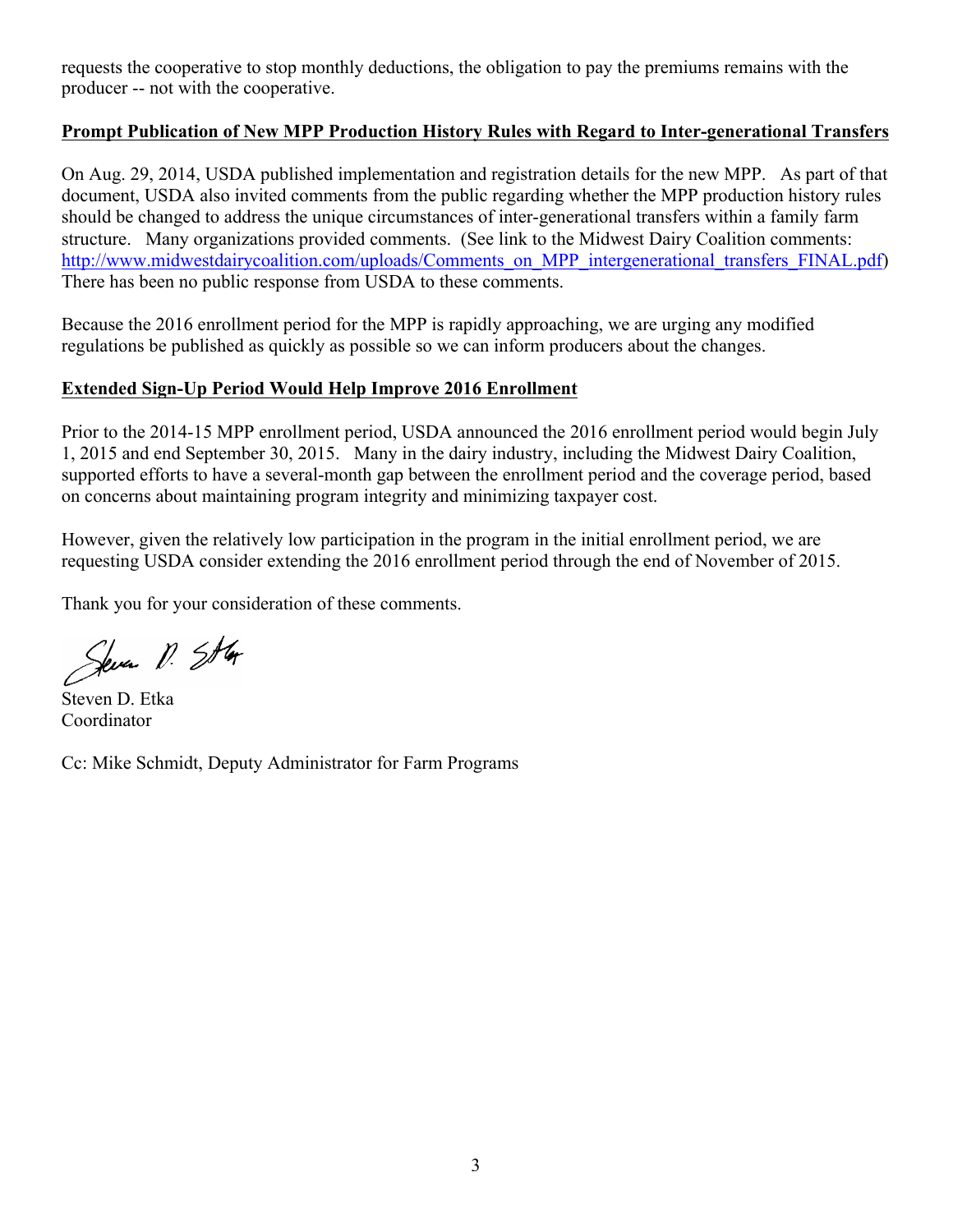requests the cooperative to stop monthly deductions, the obligation to pay the premiums remains with the producer -- not with the cooperative.

**Prompt Publication of New MPP Production History Rules with Regard to Inter-generational Transfers**

On Aug. 29, 2014, USDA published implementation and registration details for the new MPP. As part of that document, USDA also invited comments from the public regarding whether the MPP production history rules should be changed to address the unique circumstances of inter-generational transfers within a family farm structure. Many organizations provided comments. (See link to the Midwest Dairy Coalition comments: http://www.midwestdairycoalition.com/uploads/Comments_on_MPP_intergenerational_transfers_FINAL.pdf) There has been no public response from USDA to these comments.

Because the 2016 enrollment period for the MPP is rapidly approaching, we are urging any modified regulations be published as quickly as possible so we can inform producers about the changes.

**Extended Sign-Up Period Would Help Improve 2016 Enrollment**

Prior to the 2014-15 MPP enrollment period, USDA announced the 2016 enrollment period would begin July 1, 2015 and end September 30, 2015. Many in the dairy industry, including the Midwest Dairy Coalition, supported efforts to have a several-month gap between the enrollment period and the coverage period, based on concerns about maintaining program integrity and minimizing taxpayer cost.

However, given the relatively low participation in the program in the initial enrollment period, we are requesting USDA consider extending the 2016 enrollment period through the end of November of 2015.

Thank you for your consideration of these comments.

Steven D. Etka
Coordinator

Cc: Mike Schmidt, Deputy Administrator for Farm Programs